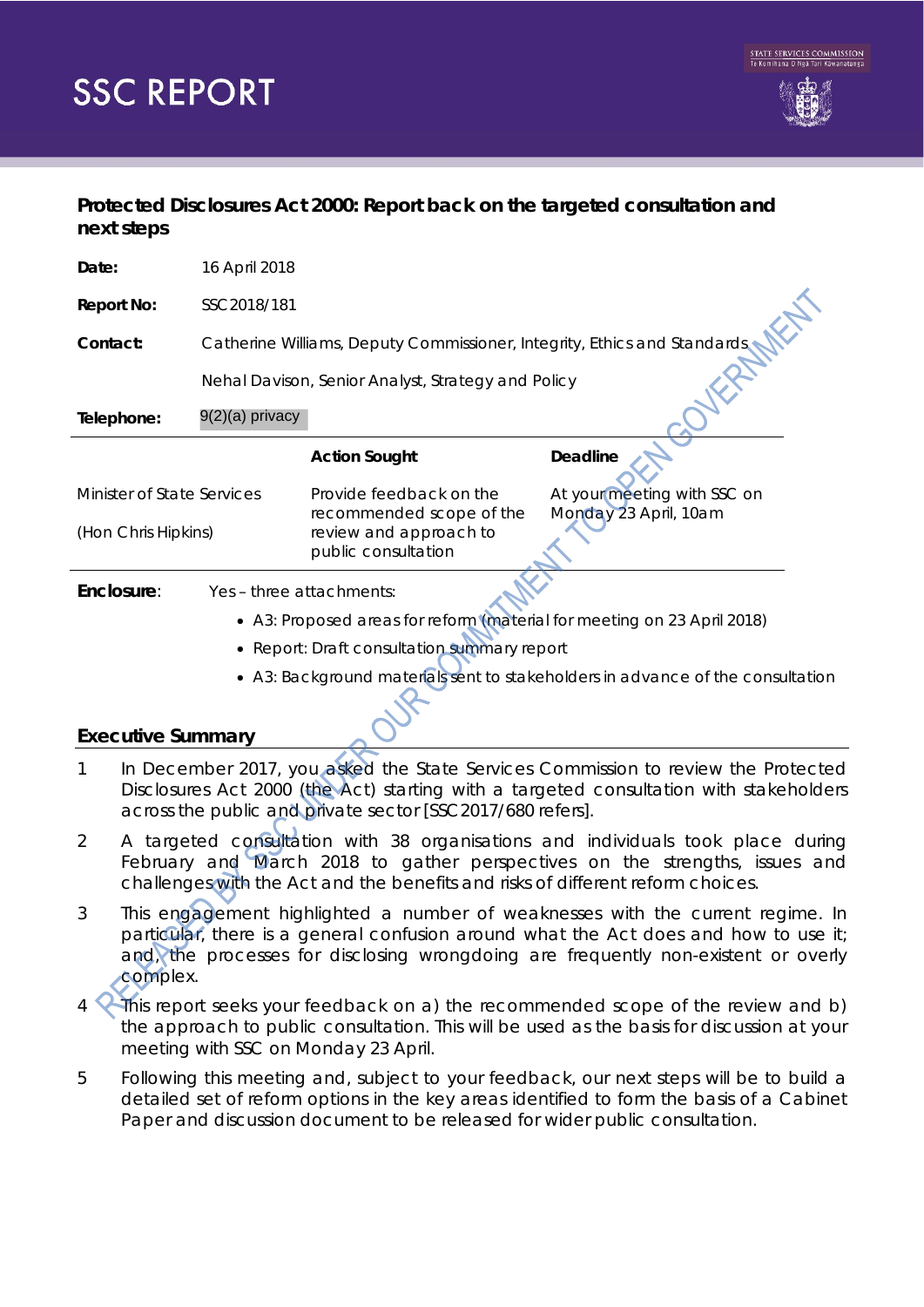# SSC REPORT

**Protected Disclosures Act 2000: Report back on the targeted consultation and next steps**

| | |
|---|---|
| **Date:** | 16 April 2018 |
| **Report No:** | SSC2018/181 |
| **Contact:** | Catherine Williams, Deputy Commissioner, Integrity, Ethics and Standards |
| | Nehal Davison, Senior Analyst, Strategy and Policy |
| **Telephone:** | 9(2)(a) privacy |

| | Action Sought | Deadline |
|---|---|---|
| Minister of State Services<br>(Hon Chris Hipkins) | Provide feedback on the recommended scope of the review and approach to public consultation | At your meeting with SSC on Monday 23 April, 10am |

**Enclosure**: Yes – three attachments:

- A3: Proposed areas for reform (material for meeting on 23 April 2018)
- Report: Draft consultation summary report
- A3: Background materials sent to stakeholders in advance of the consultation

## Executive Summary

1. In December 2017, you asked the State Services Commission to review the Protected Disclosures Act 2000 (the Act) starting with a targeted consultation with stakeholders across the public and private sector [SSC2017/680 refers].
2. A targeted consultation with 38 organisations and individuals took place during February and March 2018 to gather perspectives on the strengths, issues and challenges with the Act and the benefits and risks of different reform choices.
3. This engagement highlighted a number of weaknesses with the current regime. In particular, there is a general confusion around what the Act does and how to use it; and, the processes for disclosing wrongdoing are frequently non-existent or overly complex.
4. This report seeks your feedback on a) the recommended scope of the review and b) the approach to public consultation. This will be used as the basis for discussion at your meeting with SSC on Monday 23 April.
5. Following this meeting and, subject to your feedback, our next steps will be to build a detailed set of reform options in the key areas identified to form the basis of a Cabinet Paper and discussion document to be released for wider public consultation.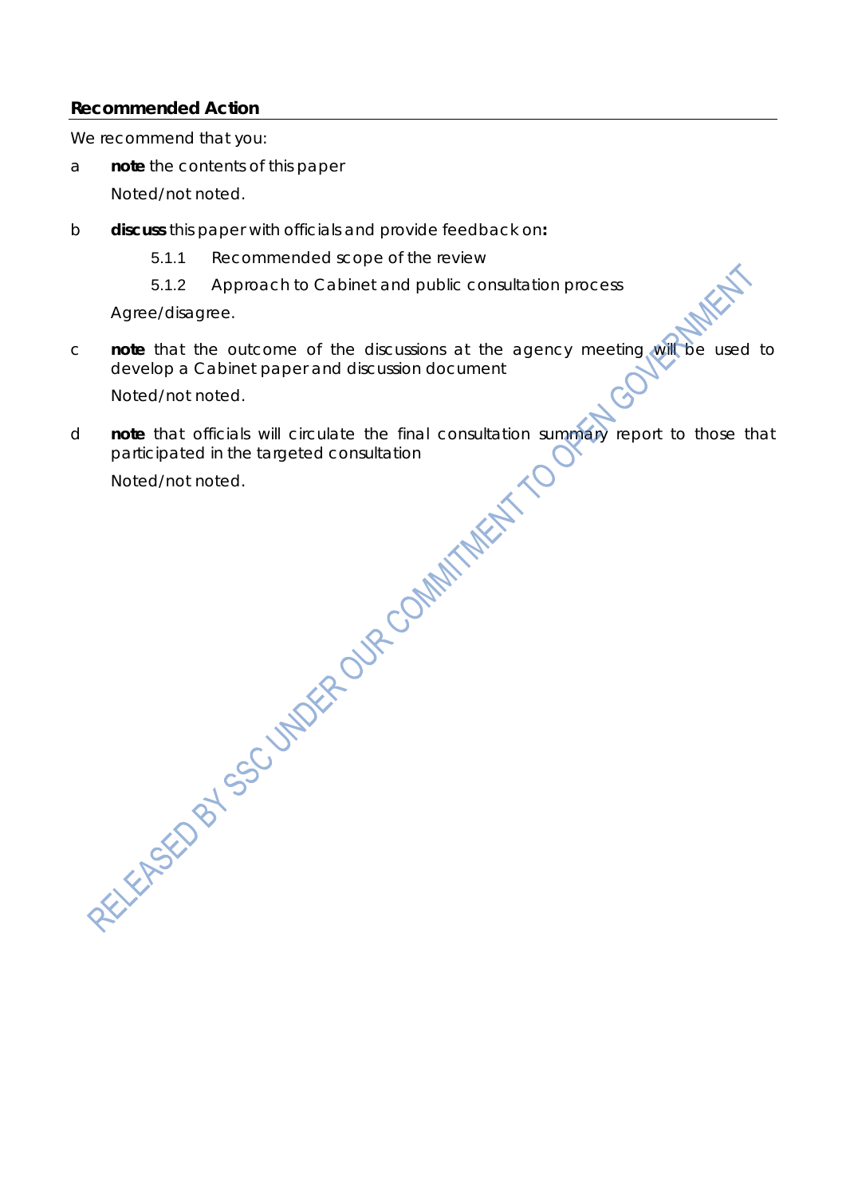## Recommended Action

We recommend that you:

a **note** the contents of this paper

Noted/not noted.

b **discuss** this paper with officials and provide feedback on**:**

5.1.1 Recommended scope of the review

5.1.2 Approach to Cabinet and public consultation process

Agree/disagree.

c **note** that the outcome of the discussions at the agency meeting will be used to develop a Cabinet paper and discussion document

Noted/not noted.

d **note** that officials will circulate the final consultation summary report to those that participated in the targeted consultation

Noted/not noted.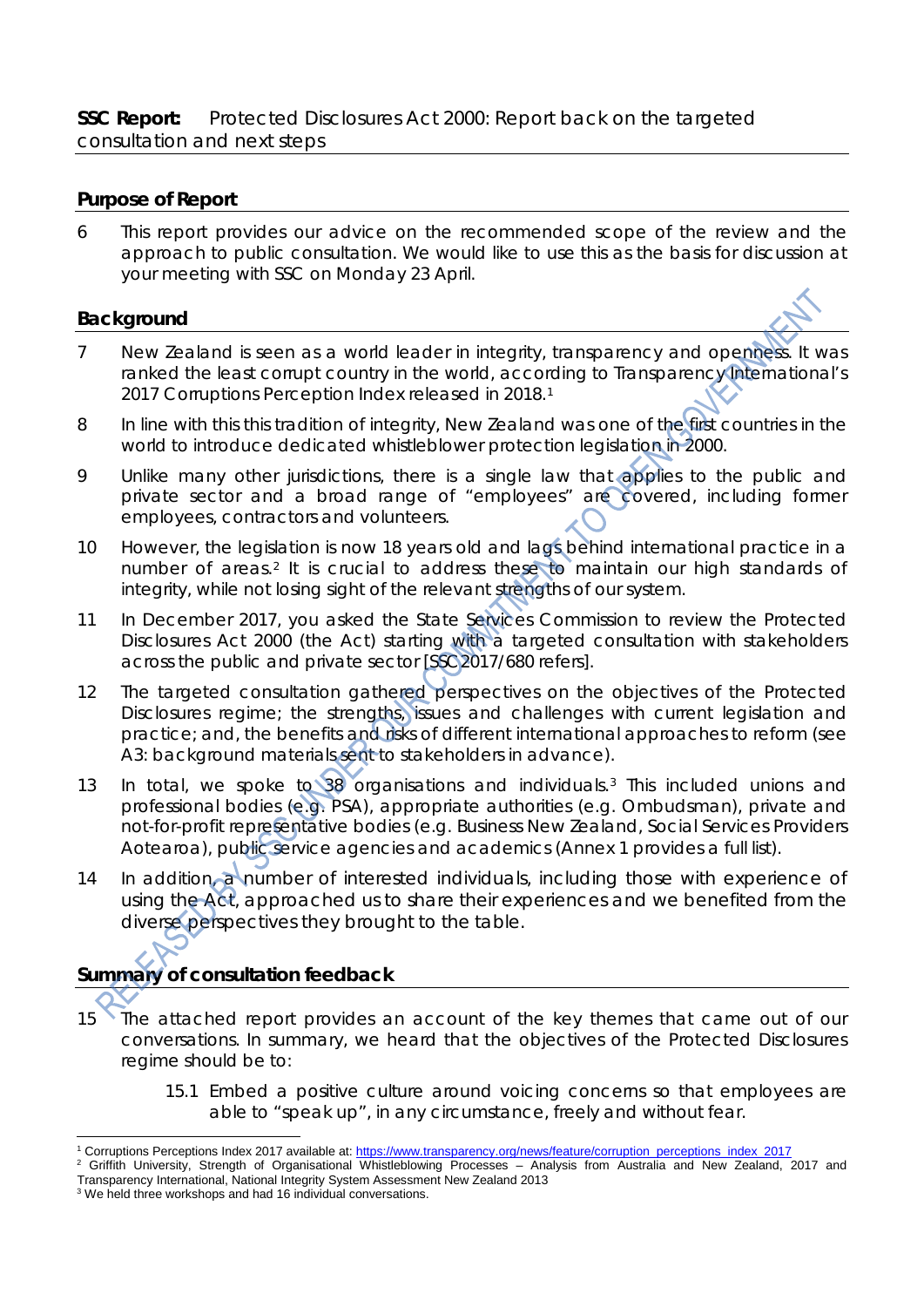**SSC Report:** Protected Disclosures Act 2000: Report back on the targeted consultation and next steps

## Purpose of Report

6 This report provides our advice on the recommended scope of the review and the approach to public consultation. We would like to use this as the basis for discussion at your meeting with SSC on Monday 23 April.

## Background

7 New Zealand is seen as a world leader in integrity, transparency and openness. It was ranked the least corrupt country in the world, according to Transparency International's 2017 Corruptions Perception Index released in 2018.[1]

8 In line with this this tradition of integrity, New Zealand was one of the first countries in the world to introduce dedicated whistleblower protection legislation in 2000.

9 Unlike many other jurisdictions, there is a single law that applies to the public and private sector and a broad range of "employees" are covered, including former employees, contractors and volunteers.

10 However, the legislation is now 18 years old and lags behind international practice in a number of areas.[2] It is crucial to address these to maintain our high standards of integrity, while not losing sight of the relevant strengths of our system.

11 In December 2017, you asked the State Services Commission to review the Protected Disclosures Act 2000 (the Act) starting with a targeted consultation with stakeholders across the public and private sector [SSC 2017/680 refers].

12 The targeted consultation gathered perspectives on the objectives of the Protected Disclosures regime; the strengths, issues and challenges with current legislation and practice; and, the benefits and risks of different international approaches to reform (see A3: background materials sent to stakeholders in advance).

13 In total, we spoke to 38 organisations and individuals.[3] This included unions and professional bodies (e.g. PSA), appropriate authorities (e.g. Ombudsman), private and not-for-profit representative bodies (e.g. Business New Zealand, Social Services Providers Aotearoa), public service agencies and academics (Annex 1 provides a full list).

14 In addition, a number of interested individuals, including those with experience of using the Act, approached us to share their experiences and we benefited from the diverse perspectives they brought to the table.

## Summary of consultation feedback

15 The attached report provides an account of the key themes that came out of our conversations. In summary, we heard that the objectives of the Protected Disclosures regime should be to:

15.1 Embed a positive culture around voicing concerns so that employees are able to "speak up", in any circumstance, freely and without fear.

---

[1] Corruptions Perceptions Index 2017 available at: https://www.transparency.org/news/feature/corruption_perceptions_index_2017

[2] Griffith University, Strength of Organisational Whistleblowing Processes – Analysis from Australia and New Zealand, 2017 and Transparency International, National Integrity System Assessment New Zealand 2013

[3] We held three workshops and had 16 individual conversations.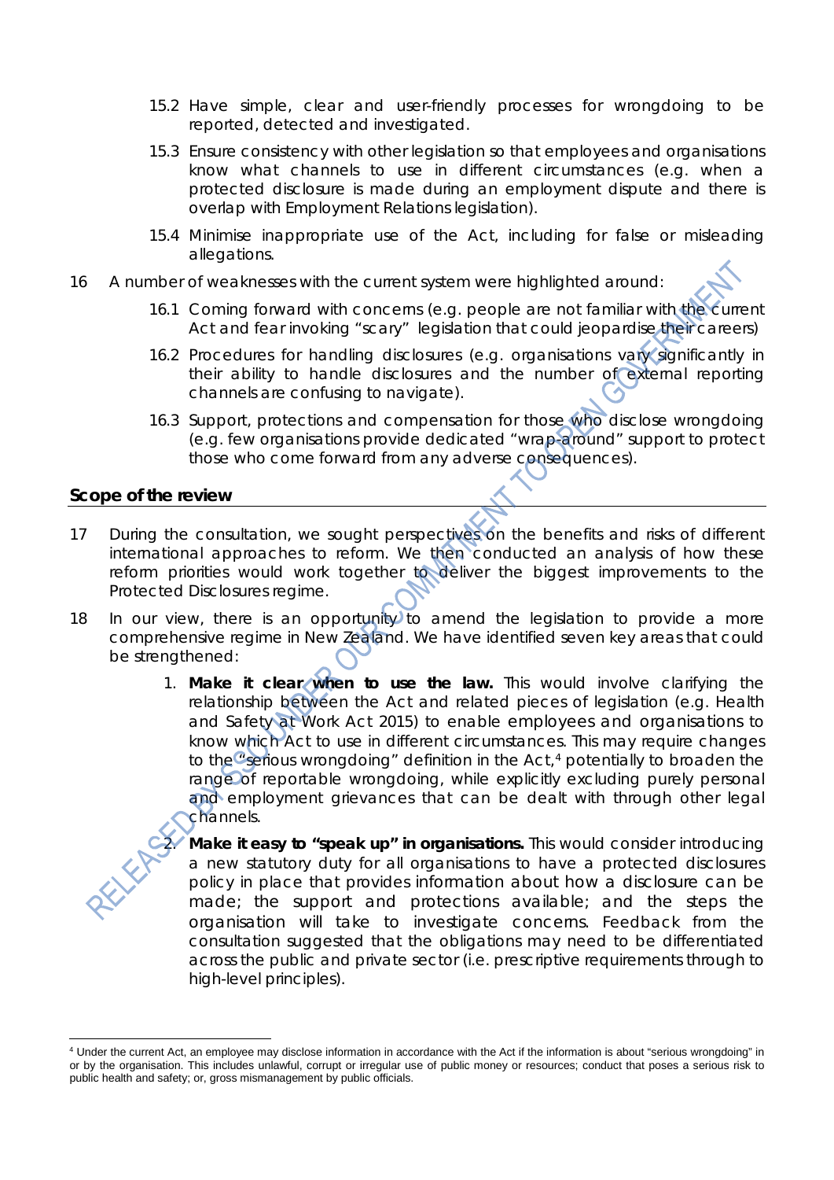15.2 Have simple, clear and user-friendly processes for wrongdoing to be reported, detected and investigated.

15.3 Ensure consistency with other legislation so that employees and organisations know what channels to use in different circumstances (e.g. when a protected disclosure is made during an employment dispute and there is overlap with Employment Relations legislation).

15.4 Minimise inappropriate use of the Act, including for false or misleading allegations.

16 A number of weaknesses with the current system were highlighted around:

16.1 Coming forward with concerns (e.g. people are not familiar with the current Act and fear invoking "scary" legislation that could jeopardise their careers)

16.2 Procedures for handling disclosures (e.g. organisations vary significantly in their ability to handle disclosures and the number of external reporting channels are confusing to navigate).

16.3 Support, protections and compensation for those who disclose wrongdoing (e.g. few organisations provide dedicated "wrap-around" support to protect those who come forward from any adverse consequences).

## Scope of the review

17 During the consultation, we sought perspectives on the benefits and risks of different international approaches to reform. We then conducted an analysis of how these reform priorities would work together to deliver the biggest improvements to the Protected Disclosures regime.

18 In our view, there is an opportunity to amend the legislation to provide a more comprehensive regime in New Zealand. We have identified seven key areas that could be strengthened:

1. **Make it clear when to use the law.** This would involve clarifying the relationship between the Act and related pieces of legislation (e.g. Health and Safety at Work Act 2015) to enable employees and organisations to know which Act to use in different circumstances. This may require changes to the "serious wrongdoing" definition in the Act,[4] potentially to broaden the range of reportable wrongdoing, while explicitly excluding purely personal and employment grievances that can be dealt with through other legal channels.

2. **Make it easy to "speak up" in organisations.** This would consider introducing a new statutory duty for all organisations to have a protected disclosures policy in place that provides information about how a disclosure can be made; the support and protections available; and the steps the organisation will take to investigate concerns. Feedback from the consultation suggested that the obligations may need to be differentiated across the public and private sector (i.e. prescriptive requirements through to high-level principles).

[4] Under the current Act, an employee may disclose information in accordance with the Act if the information is about "serious wrongdoing" in or by the organisation. This includes unlawful, corrupt or irregular use of public money or resources; conduct that poses a serious risk to public health and safety; or, gross mismanagement by public officials.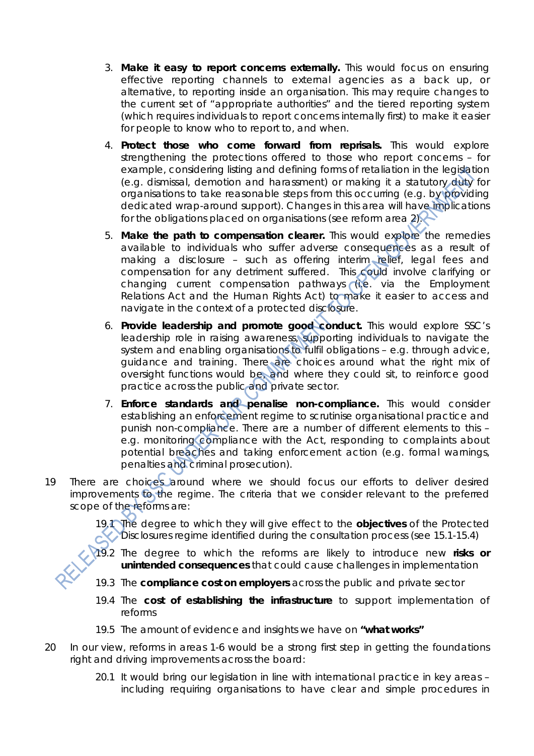3. **Make it easy to report concerns externally.** This would focus on ensuring effective reporting channels to external agencies as a back up, or alternative, to reporting inside an organisation. This may require changes to the current set of "appropriate authorities" and the tiered reporting system (which requires individuals to report concerns internally first) to make it easier for people to know who to report to, and when.

4. **Protect those who come forward from reprisals.** This would explore strengthening the protections offered to those who report concerns – for example, considering listing and defining forms of retaliation in the legislation (e.g. dismissal, demotion and harassment) or making it a statutory duty for organisations to take reasonable steps from this occurring (e.g. by providing dedicated wrap-around support). Changes in this area will have implications for the obligations placed on organisations (see reform area 2).

5. **Make the path to compensation clearer.** This would explore the remedies available to individuals who suffer adverse consequences as a result of making a disclosure – such as offering interim relief, legal fees and compensation for any detriment suffered. This could involve clarifying or changing current compensation pathways (i.e. via the Employment Relations Act and the Human Rights Act) to make it easier to access and navigate in the context of a protected disclosure.

6. **Provide leadership and promote good conduct.** This would explore SSC's leadership role in raising awareness, supporting individuals to navigate the system and enabling organisations to fulfil obligations – e.g. through advice, guidance and training. There are choices around what the right mix of oversight functions would be, and where they could sit, to reinforce good practice across the public and private sector.

7. **Enforce standards and penalise non-compliance.** This would consider establishing an enforcement regime to scrutinise organisational practice and punish non-compliance. There are a number of different elements to this – e.g. monitoring compliance with the Act, responding to complaints about potential breaches and taking enforcement action (e.g. formal warnings, penalties and criminal prosecution).

19 There are choices around where we should focus our efforts to deliver desired improvements to the regime. The criteria that we consider relevant to the preferred scope of the reforms are:

19.1 The degree to which they will give effect to the **objectives** of the Protected Disclosures regime identified during the consultation process (see 15.1-15.4)

19.2 The degree to which the reforms are likely to introduce new **risks or unintended consequences** that could cause challenges in implementation

19.3 The **compliance cost on employers** across the public and private sector

19.4 The **cost of establishing the infrastructure** to support implementation of reforms

19.5 The amount of evidence and insights we have on **"what works"**

20 In our view, reforms in areas 1-6 would be a strong first step in getting the foundations right and driving improvements across the board:

20.1 It would bring our legislation in line with international practice in key areas – including requiring organisations to have clear and simple procedures in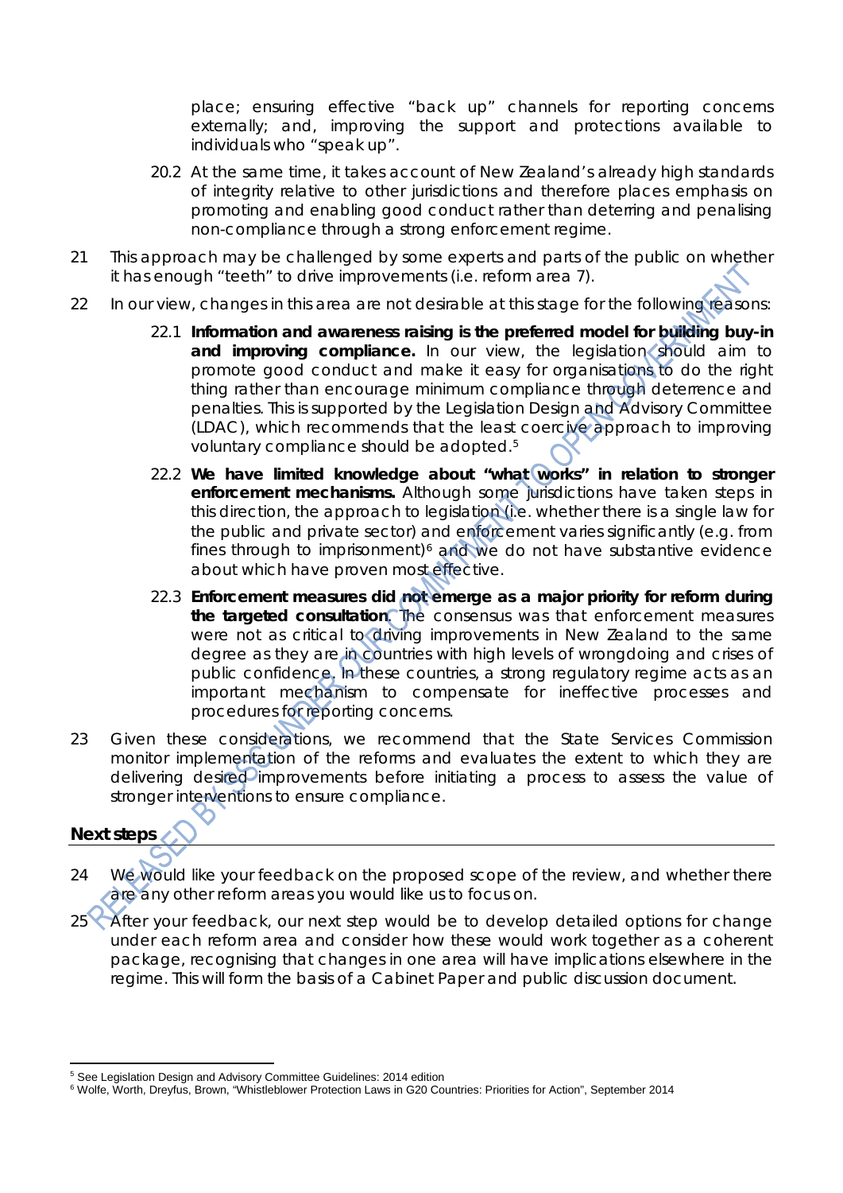place; ensuring effective "back up" channels for reporting concerns externally; and, improving the support and protections available to individuals who "speak up".

20.2 At the same time, it takes account of New Zealand's already high standards of integrity relative to other jurisdictions and therefore places emphasis on promoting and enabling good conduct rather than deterring and penalising non-compliance through a strong enforcement regime.

21 This approach may be challenged by some experts and parts of the public on whether it has enough "teeth" to drive improvements (i.e. reform area 7).

22 In our view, changes in this area are not desirable at this stage for the following reasons:

22.1 **Information and awareness raising is the preferred model for building buy-in and improving compliance.** In our view, the legislation should aim to promote good conduct and make it easy for organisations to do the right thing rather than encourage minimum compliance through deterrence and penalties. This is supported by the Legislation Design and Advisory Committee (LDAC), which recommends that the least coercive approach to improving voluntary compliance should be adopted.[5]

22.2 **We have limited knowledge about "what works" in relation to stronger enforcement mechanisms.** Although some jurisdictions have taken steps in this direction, the approach to legislation (i.e. whether there is a single law for the public and private sector) and enforcement varies significantly (e.g. from fines through to imprisonment)[6] and we do not have substantive evidence about which have proven most effective.

22.3 **Enforcement measures did not emerge as a major priority for reform during the targeted consultation.** The consensus was that enforcement measures were not as critical to driving improvements in New Zealand to the same degree as they are in countries with high levels of wrongdoing and crises of public confidence. In these countries, a strong regulatory regime acts as an important mechanism to compensate for ineffective processes and procedures for reporting concerns.

23 Given these considerations, we recommend that the State Services Commission monitor implementation of the reforms and evaluates the extent to which they are delivering desired improvements before initiating a process to assess the value of stronger interventions to ensure compliance.

## Next steps

24 We would like your feedback on the proposed scope of the review, and whether there are any other reform areas you would like us to focus on.

25 After your feedback, our next step would be to develop detailed options for change under each reform area and consider how these would work together as a coherent package, recognising that changes in one area will have implications elsewhere in the regime. This will form the basis of a Cabinet Paper and public discussion document.

---

[5] See Legislation Design and Advisory Committee Guidelines: 2014 edition

[6] Wolfe, Worth, Dreyfus, Brown, "Whistleblower Protection Laws in G20 Countries: Priorities for Action", September 2014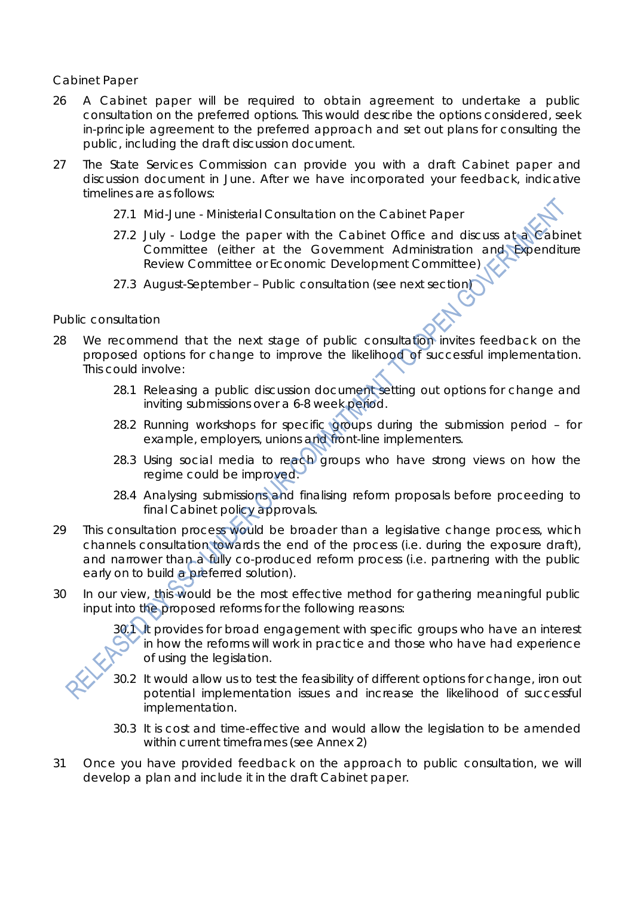Cabinet Paper

26 A Cabinet paper will be required to obtain agreement to undertake a public consultation on the preferred options. This would describe the options considered, seek in-principle agreement to the preferred approach and set out plans for consulting the public, including the draft discussion document.

27 The State Services Commission can provide you with a draft Cabinet paper and discussion document in June. After we have incorporated your feedback, indicative timelines are as follows:

27.1 Mid-June - Ministerial Consultation on the Cabinet Paper

27.2 July - Lodge the paper with the Cabinet Office and discuss at a Cabinet Committee (either at the Government Administration and Expenditure Review Committee or Economic Development Committee)

27.3 August-September – Public consultation (see next section)

Public consultation

28 We recommend that the next stage of public consultation invites feedback on the proposed options for change to improve the likelihood of successful implementation. This could involve:

28.1 Releasing a public discussion document setting out options for change and inviting submissions over a 6-8 week period.

28.2 Running workshops for specific groups during the submission period – for example, employers, unions and front-line implementers.

28.3 Using social media to reach groups who have strong views on how the regime could be improved.

28.4 Analysing submissions and finalising reform proposals before proceeding to final Cabinet policy approvals.

29 This consultation process would be broader than a legislative change process, which channels consultation towards the end of the process (i.e. during the exposure draft), and narrower than a fully co-produced reform process (i.e. partnering with the public early on to build a preferred solution).

30 In our view, this would be the most effective method for gathering meaningful public input into the proposed reforms for the following reasons:

30.1 It provides for broad engagement with specific groups who have an interest in how the reforms will work in practice and those who have had experience of using the legislation.

30.2 It would allow us to test the feasibility of different options for change, iron out potential implementation issues and increase the likelihood of successful implementation.

30.3 It is cost and time-effective and would allow the legislation to be amended within current timeframes (see Annex 2)

31 Once you have provided feedback on the approach to public consultation, we will develop a plan and include it in the draft Cabinet paper.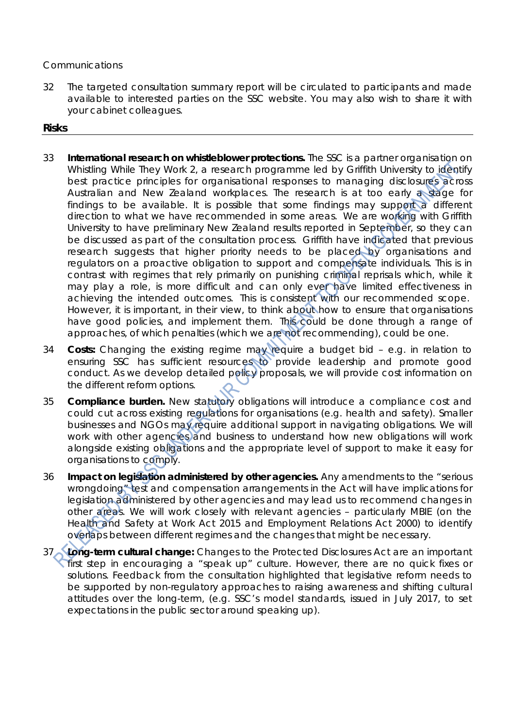Communications

32 The targeted consultation summary report will be circulated to participants and made available to interested parties on the SSC website. You may also wish to share it with your cabinet colleagues.

## Risks

33 **International research on whistleblower protections.** The SSC is a partner organisation on Whistling While They Work 2, a research programme led by Griffith University to identify best practice principles for organisational responses to managing disclosures across Australian and New Zealand workplaces. The research is at too early a stage for findings to be available. It is possible that some findings may support a different direction to what we have recommended in some areas. We are working with Griffith University to have preliminary New Zealand results reported in September, so they can be discussed as part of the consultation process. Griffith have indicated that previous research suggests that higher priority needs to be placed by organisations and regulators on a proactive obligation to support and compensate individuals. This is in contrast with regimes that rely primarily on punishing criminal reprisals which, while it may play a role, is more difficult and can only ever have limited effectiveness in achieving the intended outcomes. This is consistent with our recommended scope. However, it is important, in their view, to think about how to ensure that organisations have good policies, and implement them. This could be done through a range of approaches, of which penalties (which we are not recommending), could be one.

34 **Costs:** Changing the existing regime may require a budget bid – e.g. in relation to ensuring SSC has sufficient resources to provide leadership and promote good conduct. As we develop detailed policy proposals, we will provide cost information on the different reform options.

35 **Compliance burden.** New statutory obligations will introduce a compliance cost and could cut across existing regulations for organisations (e.g. health and safety). Smaller businesses and NGOs may require additional support in navigating obligations. We will work with other agencies and business to understand how new obligations will work alongside existing obligations and the appropriate level of support to make it easy for organisations to comply.

36 **Impact on legislation administered by other agencies.** Any amendments to the "serious wrongdoing" test and compensation arrangements in the Act will have implications for legislation administered by other agencies and may lead us to recommend changes in other areas. We will work closely with relevant agencies – particularly MBIE (on the Health and Safety at Work Act 2015 and Employment Relations Act 2000) to identify overlaps between different regimes and the changes that might be necessary.

37 **Long-term cultural change:** Changes to the Protected Disclosures Act are an important first step in encouraging a "speak up" culture. However, there are no quick fixes or solutions. Feedback from the consultation highlighted that legislative reform needs to be supported by non-regulatory approaches to raising awareness and shifting cultural attitudes over the long-term, (e.g. SSC's model standards, issued in July 2017, to set expectations in the public sector around speaking up).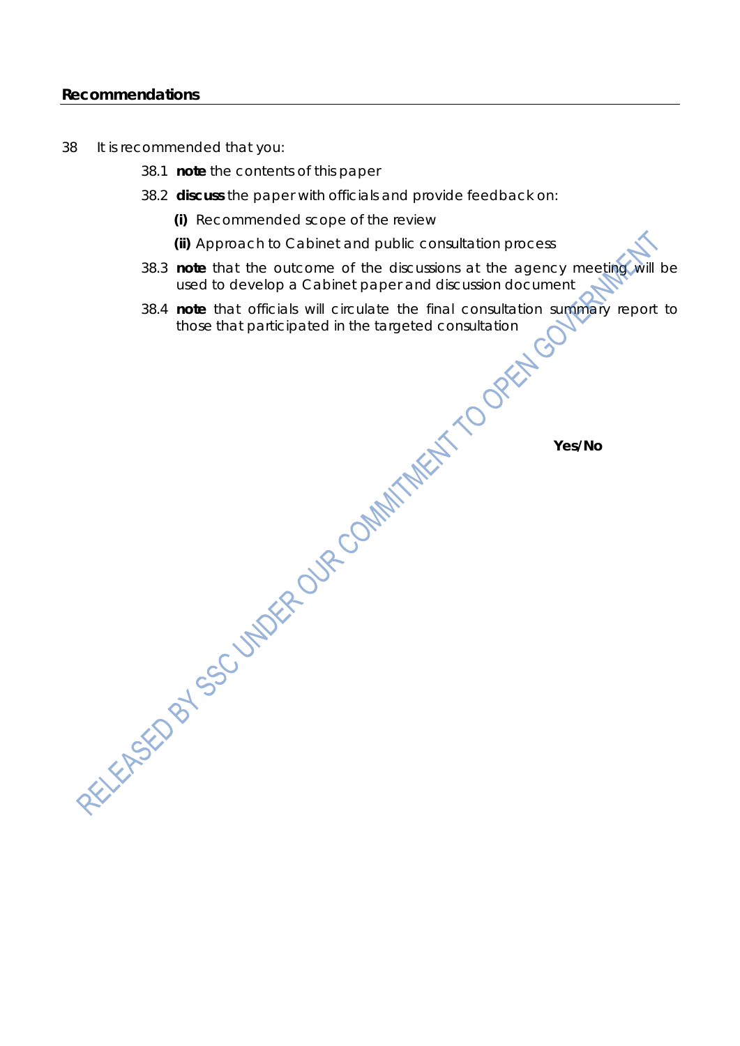## Recommendations

38 It is recommended that you:

38.1 **note** the contents of this paper

38.2 **discuss** the paper with officials and provide feedback on:

**(i)** Recommended scope of the review

**(ii)** Approach to Cabinet and public consultation process

38.3 **note** that the outcome of the discussions at the agency meeting will be used to develop a Cabinet paper and discussion document

38.4 **note** that officials will circulate the final consultation summary report to those that participated in the targeted consultation

**Yes/No**

RELEASED BY SSC UNDER OUR COMMITMENT TO OPEN GOVERNMENT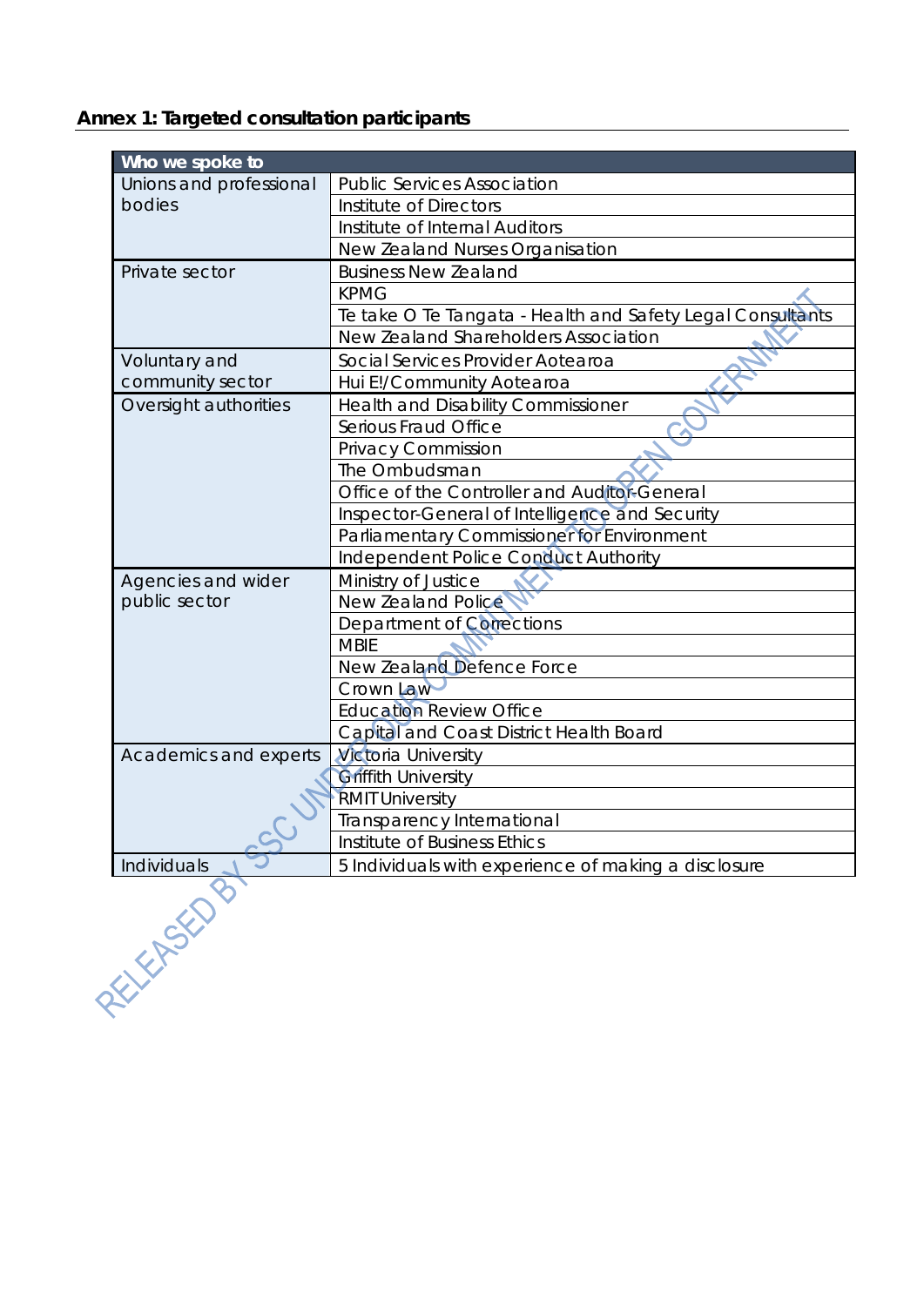## Annex 1: Targeted consultation participants

| Who we spoke to | |
|---|---|
| Unions and professional bodies | Public Services Association |
| | Institute of Directors |
| | Institute of Internal Auditors |
| | New Zealand Nurses Organisation |
| Private sector | Business New Zealand |
| | KPMG |
| | Te take O Te Tangata - Health and Safety Legal Consultants |
| | New Zealand Shareholders Association |
| Voluntary and community sector | Social Services Provider Aotearoa |
| | Hui E!/Community Aotearoa |
| Oversight authorities | Health and Disability Commissioner |
| | Serious Fraud Office |
| | Privacy Commission |
| | The Ombudsman |
| | Office of the Controller and Auditor-General |
| | Inspector-General of Intelligence and Security |
| | Parliamentary Commissioner for Environment |
| | Independent Police Conduct Authority |
| Agencies and wider public sector | Ministry of Justice |
| | New Zealand Police |
| | Department of Corrections |
| | MBIE |
| | New Zealand Defence Force |
| | Crown Law |
| | Education Review Office |
| | Capital and Coast District Health Board |
| Academics and experts | Victoria University |
| | Griffith University |
| | RMIT University |
| | Transparency International |
| | Institute of Business Ethics |
| Individuals | 5 Individuals with experience of making a disclosure |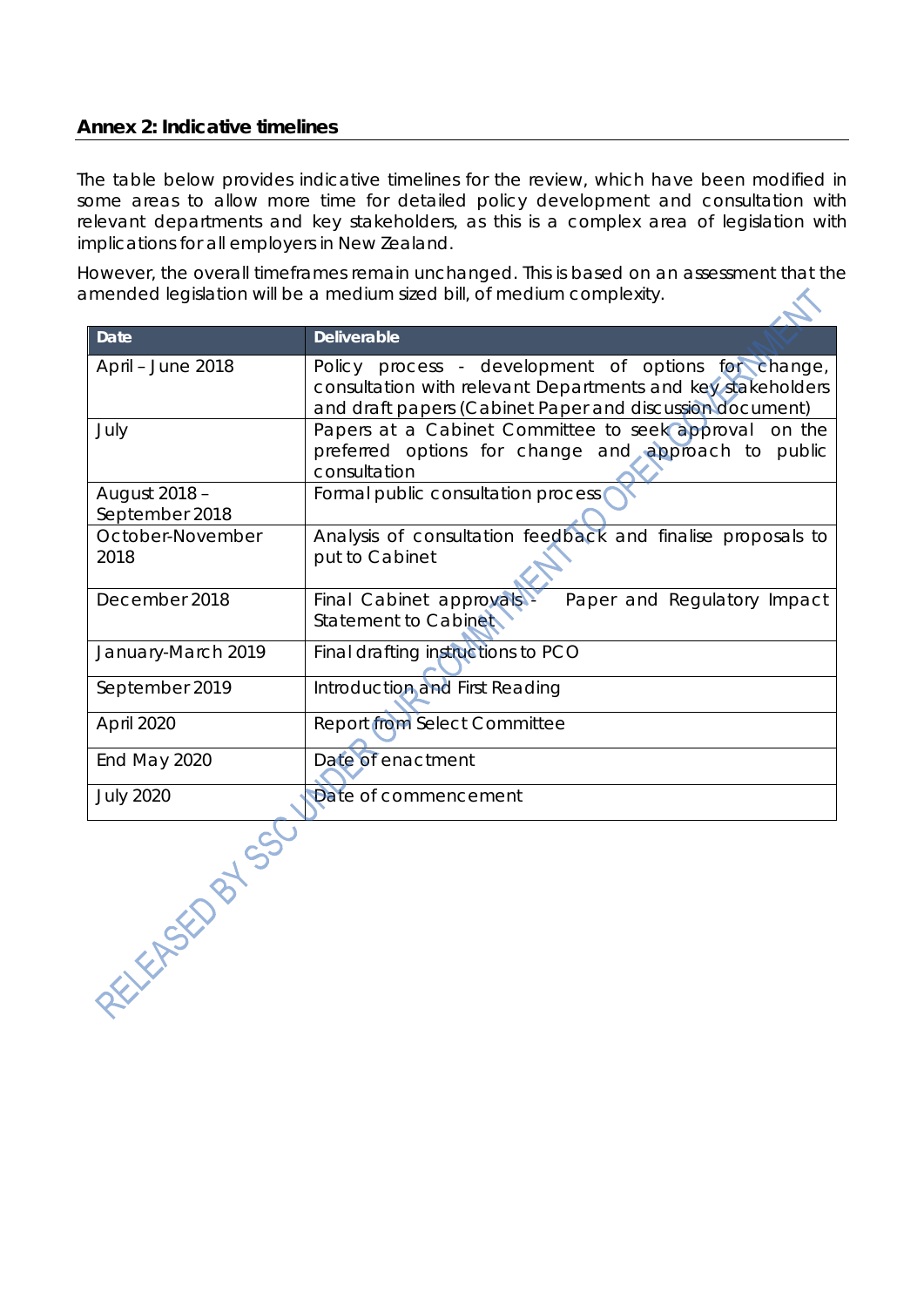## Annex 2: Indicative timelines

The table below provides indicative timelines for the review, which have been modified in some areas to allow more time for detailed policy development and consultation with relevant departments and key stakeholders, as this is a complex area of legislation with implications for all employers in New Zealand.

However, the overall timeframes remain unchanged. This is based on an assessment that the amended legislation will be a medium sized bill, of medium complexity.

| Date | Deliverable |
|---|---|
| April – June 2018 | Policy process - development of options for change, consultation with relevant Departments and key stakeholders and draft papers (Cabinet Paper and discussion document) |
| July | Papers at a Cabinet Committee to seek approval on the preferred options for change and approach to public consultation |
| August 2018 – September 2018 | Formal public consultation process |
| October-November 2018 | Analysis of consultation feedback and finalise proposals to put to Cabinet |
| December 2018 | Final Cabinet approvals - Paper and Regulatory Impact Statement to Cabinet |
| January-March 2019 | Final drafting instructions to PCO |
| September 2019 | Introduction and First Reading |
| April 2020 | Report from Select Committee |
| End May 2020 | Date of enactment |
| July 2020 | Date of commencement |

RELEASED BY SSC UNDER OUR COMMITMENT TO OPEN GOVERNMENT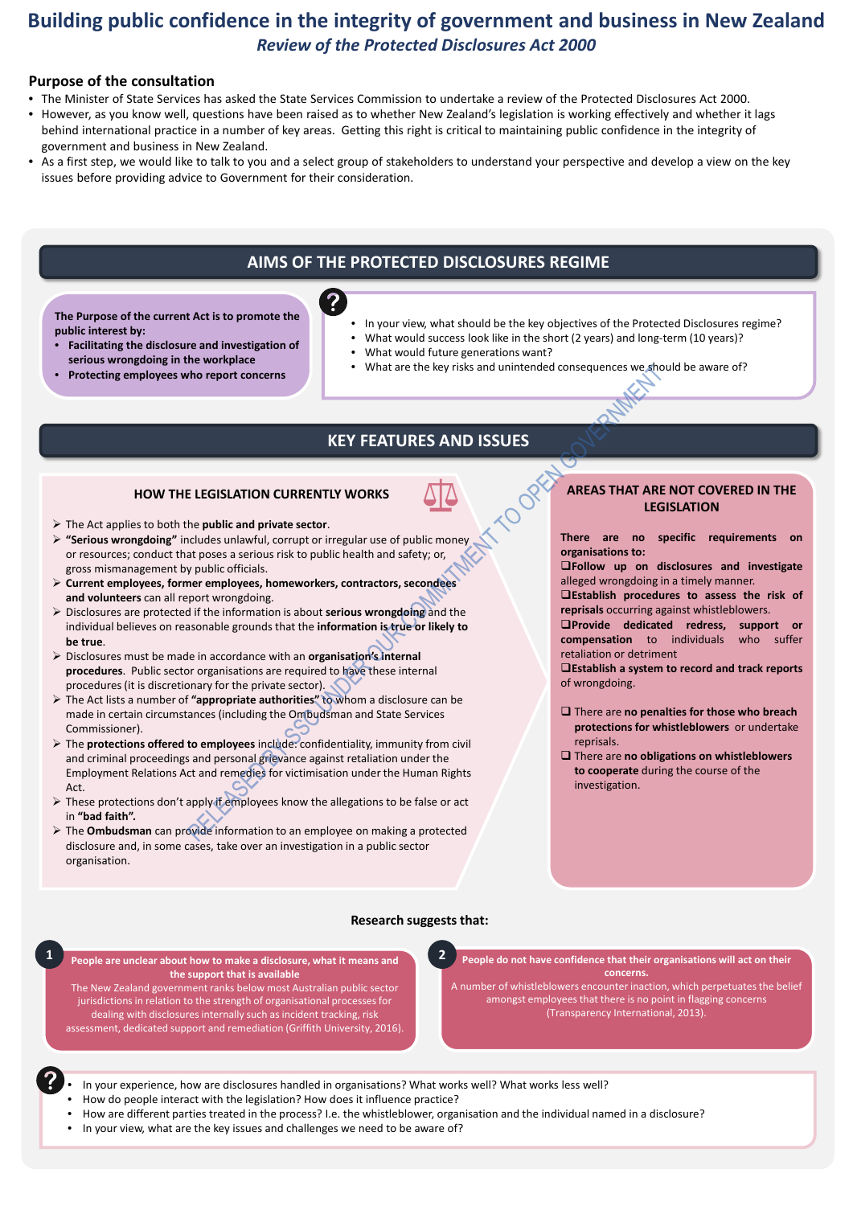# Building public confidence in the integrity of government and business in New Zealand

*Review of the Protected Disclosures Act 2000*

## Purpose of the consultation

- The Minister of State Services has asked the State Services Commission to undertake a review of the Protected Disclosures Act 2000.
- However, as you know well, questions have been raised as to whether New Zealand's legislation is working effectively and whether it lags behind international practice in a number of key areas. Getting this right is critical to maintaining public confidence in the integrity of government and business in New Zealand.
- As a first step, we would like to talk to you and a select group of stakeholders to understand your perspective and develop a view on the key issues before providing advice to Government for their consideration.

## AIMS OF THE PROTECTED DISCLOSURES REGIME

**The Purpose of the current Act is to promote the public interest by:**

- **Facilitating the disclosure and investigation of serious wrongdoing in the workplace**
- **Protecting employees who report concerns**

?

- In your view, what should be the key objectives of the Protected Disclosures regime?
- What would success look like in the short (2 years) and long-term (10 years)?
- What would future generations want?
- What are the key risks and unintended consequences we should be aware of?

## KEY FEATURES AND ISSUES

### HOW THE LEGISLATION CURRENTLY WORKS

- The Act applies to both the **public and private sector**.
- **"Serious wrongdoing"** includes unlawful, corrupt or irregular use of public money or resources; conduct that poses a serious risk to public health and safety; or, gross mismanagement by public officials.
- **Current employees, former employees, homeworkers, contractors, secondees and volunteers** can all report wrongdoing.
- Disclosures are protected if the information is about **serious wrongdoing** and the individual believes on reasonable grounds that the **information is true or likely to be true**.
- Disclosures must be made in accordance with an **organisation's internal procedures**. Public sector organisations are required to have these internal procedures (it is discretionary for the private sector).
- The Act lists a number of **"appropriate authorities"** to whom a disclosure can be made in certain circumstances (including the Ombudsman and State Services Commissioner).
- The **protections offered to employees** include: confidentiality, immunity from civil and criminal proceedings and personal grievance against retaliation under the Employment Relations Act and remedies for victimisation under the Human Rights Act.
- These protections don't apply if employees know the allegations to be false or act in **"bad faith".**
- The **Ombudsman** can provide information to an employee on making a protected disclosure and, in some cases, take over an investigation in a public sector organisation.

### AREAS THAT ARE NOT COVERED IN THE LEGISLATION

**There are no specific requirements on organisations to:**

- ❑ **Follow up on disclosures and investigate** alleged wrongdoing in a timely manner.
- ❑ **Establish procedures to assess the risk of reprisals** occurring against whistleblowers.
- ❑ **Provide dedicated redress, support or compensation** to individuals who suffer retaliation or detriment
- ❑ **Establish a system to record and track reports** of wrongdoing.

- ❑ There are **no penalties for those who breach protections for whistleblowers** or undertake reprisals.
- ❑ There are **no obligations on whistleblowers to cooperate** during the course of the investigation.

**Research suggests that:**

**1. People are unclear about how to make a disclosure, what it means and the support that is available**

The New Zealand government ranks below most Australian public sector jurisdictions in relation to the strength of organisational processes for dealing with disclosures internally such as incident tracking, risk assessment, dedicated support and remediation (Griffith University, 2016).

**2. People do not have confidence that their organisations will act on their concerns.**

A number of whistleblowers encounter inaction, which perpetuates the belief amongst employees that there is no point in flagging concerns (Transparency International, 2013).

?

- In your experience, how are disclosures handled in organisations? What works well? What works less well?
- How do people interact with the legislation? How does it influence practice?
- How are different parties treated in the process? I.e. the whistleblower, organisation and the individual named in a disclosure?
- In your view, what are the key issues and challenges we need to be aware of?

RELEASED BY SSC UNDER OUR COMMITMENT TO OPEN GOVERNMENT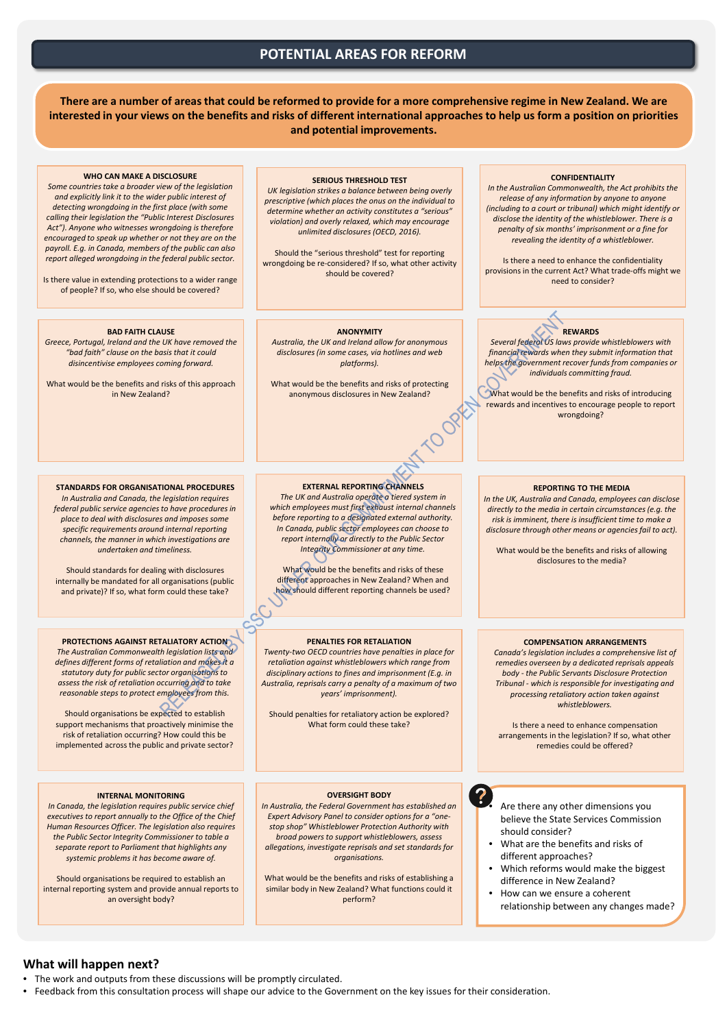# POTENTIAL AREAS FOR REFORM

**There are a number of areas that could be reformed to provide for a more comprehensive regime in New Zealand. We are interested in your views on the benefits and risks of different international approaches to help us form a position on priorities and potential improvements.**

### WHO CAN MAKE A DISCLOSURE

*Some countries take a broader view of the legislation and explicitly link it to the wider public interest of detecting wrongdoing in the first place (with some calling their legislation the "Public Interest Disclosures Act"). Anyone who witnesses wrongdoing is therefore encouraged to speak up whether or not they are on the payroll. E.g. in Canada, members of the public can also report alleged wrongdoing in the federal public sector.*

Is there value in extending protections to a wider range of people? If so, who else should be covered?

### SERIOUS THRESHOLD TEST

*UK legislation strikes a balance between being overly prescriptive (which places the onus on the individual to determine whether an activity constitutes a "serious" violation) and overly relaxed, which may encourage unlimited disclosures (OECD, 2016).*

Should the "serious threshold" test for reporting wrongdoing be re-considered? If so, what other activity should be covered?

### CONFIDENTIALITY

*In the Australian Commonwealth, the Act prohibits the release of any information by anyone to anyone (including to a court or tribunal) which might identify or disclose the identity of the whistleblower. There is a penalty of six months' imprisonment or a fine for revealing the identity of a whistleblower.*

Is there a need to enhance the confidentiality provisions in the current Act? What trade-offs might we need to consider?

### BAD FAITH CLAUSE

*Greece, Portugal, Ireland and the UK have removed the "bad faith" clause on the basis that it could disincentivise employees coming forward.*

What would be the benefits and risks of this approach in New Zealand?

### ANONYMITY

*Australia, the UK and Ireland allow for anonymous disclosures (in some cases, via hotlines and web platforms).*

What would be the benefits and risks of protecting anonymous disclosures in New Zealand?

### REWARDS

*Several federal US laws provide whistleblowers with financial rewards when they submit information that helps the government recover funds from companies or individuals committing fraud.*

What would be the benefits and risks of introducing rewards and incentives to encourage people to report wrongdoing?

### STANDARDS FOR ORGANISATIONAL PROCEDURES

*In Australia and Canada, the legislation requires federal public service agencies to have procedures in place to deal with disclosures and imposes some specific requirements around internal reporting channels, the manner in which investigations are undertaken and timeliness.*

Should standards for dealing with disclosures internally be mandated for all organisations (public and private)? If so, what form could these take?

### EXTERNAL REPORTING CHANNELS

*The UK and Australia operate a tiered system in which employees must first exhaust internal channels before reporting to a designated external authority. In Canada, public sector employees can choose to report internally or directly to the Public Sector Integrity Commissioner at any time.*

What would be the benefits and risks of these different approaches in New Zealand? When and how should different reporting channels be used?

### REPORTING TO THE MEDIA

*In the UK, Australia and Canada, employees can disclose directly to the media in certain circumstances (e.g. the risk is imminent, there is insufficient time to make a disclosure through other means or agencies fail to act).*

What would be the benefits and risks of allowing disclosures to the media?

### PROTECTIONS AGAINST RETALIATORY ACTION

*The Australian Commonwealth legislation lists and defines different forms of retaliation and makes it a statutory duty for public sector organisations to assess the risk of retaliation occurring and to take reasonable steps to protect employees from this.*

Should organisations be expected to establish support mechanisms that proactively minimise the risk of retaliation occurring? How could this be implemented across the public and private sector?

### PENALTIES FOR RETALIATION

*Twenty-two OECD countries have penalties in place for retaliation against whistleblowers which range from disciplinary actions to fines and imprisonment (E.g. in Australia, reprisals carry a penalty of a maximum of two years' imprisonment).*

Should penalties for retaliatory action be explored? What form could these take?

### COMPENSATION ARRANGEMENTS

*Canada's legislation includes a comprehensive list of remedies overseen by a dedicated reprisals appeals body - the Public Servants Disclosure Protection Tribunal - which is responsible for investigating and processing retaliatory action taken against whistleblowers.*

Is there a need to enhance compensation arrangements in the legislation? If so, what other remedies could be offered?

### INTERNAL MONITORING

*In Canada, the legislation requires public service chief executives to report annually to the Office of the Chief Human Resources Officer. The legislation also requires the Public Sector Integrity Commissioner to table a separate report to Parliament that highlights any systemic problems it has become aware of.*

Should organisations be required to establish an internal reporting system and provide annual reports to an oversight body?

### OVERSIGHT BODY

*In Australia, the Federal Government has established an Expert Advisory Panel to consider options for a "one-stop shop" Whistleblower Protection Authority with broad powers to support whistleblowers, assess allegations, investigate reprisals and set standards for organisations.*

What would be the benefits and risks of establishing a similar body in New Zealand? What functions could it perform?

- Are there any other dimensions you believe the State Services Commission should consider?
- What are the benefits and risks of different approaches?
- Which reforms would make the biggest difference in New Zealand?
- How can we ensure a coherent relationship between any changes made?

## What will happen next?

- The work and outputs from these discussions will be promptly circulated.
- Feedback from this consultation process will shape our advice to the Government on the key issues for their consideration.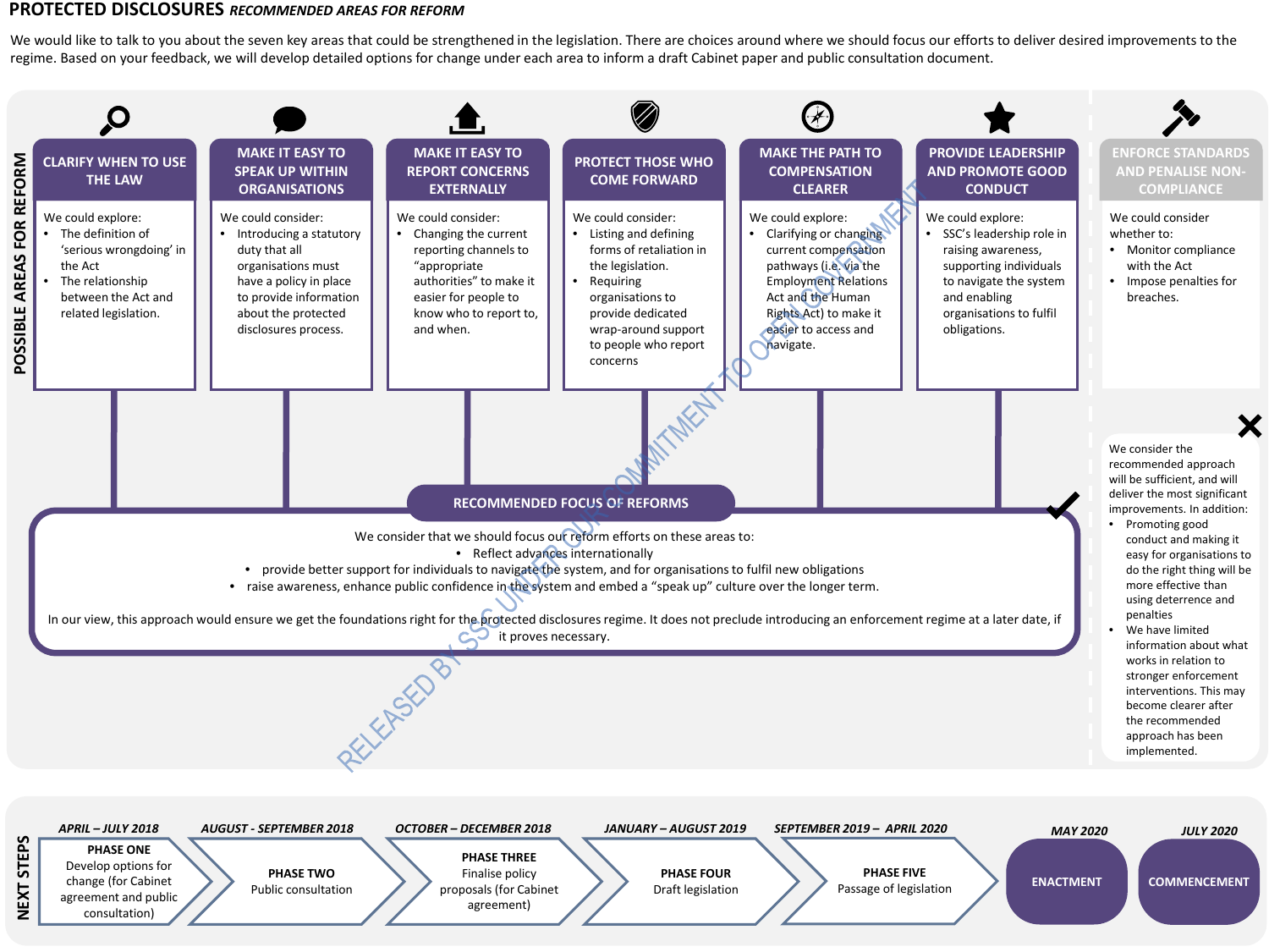# PROTECTED DISCLOSURES *RECOMMENDED AREAS FOR REFORM*

We would like to talk to you about the seven key areas that could be strengthened in the legislation. There are choices around where we should focus our efforts to deliver desired improvements to the regime. Based on your feedback, we will develop detailed options for change under each area to inform a draft Cabinet paper and public consultation document.

## POSSIBLE AREAS FOR REFORM

### CLARIFY WHEN TO USE THE LAW

We could explore:

- The definition of 'serious wrongdoing' in the Act
- The relationship between the Act and related legislation.

### MAKE IT EASY TO SPEAK UP WITHIN ORGANISATIONS

We could consider:

- Introducing a statutory duty that all organisations must have a policy in place to provide information about the protected disclosures process.

### MAKE IT EASY TO REPORT CONCERNS EXTERNALLY

We could consider:

- Changing the current reporting channels to "appropriate authorities" to make it easier for people to know who to report to, and when.

### PROTECT THOSE WHO COME FORWARD

We could consider:

- Listing and defining forms of retaliation in the legislation.
- Requiring organisations to provide dedicated wrap-around support to people who report concerns

### MAKE THE PATH TO COMPENSATION CLEARER

We could explore:

- Clarifying or changing current compensation pathways (i.e. via the Employment Relations Act and the Human Rights Act) to make it easier to access and navigate.

### PROVIDE LEADERSHIP AND PROMOTE GOOD CONDUCT

We could explore:

- SSC's leadership role in raising awareness, supporting individuals to navigate the system and enabling organisations to fulfil obligations.

### ENFORCE STANDARDS AND PENALISE NON-COMPLIANCE

We could consider whether to:

- Monitor compliance with the Act
- Impose penalties for breaches.

We consider the recommended approach will be sufficient, and will deliver the most significant improvements. In addition:

- Promoting good conduct and making it easy for organisations to do the right thing will be more effective than using deterrence and penalties
- We have limited information about what works in relation to stronger enforcement interventions. This may become clearer after the recommended approach has been implemented.

## RECOMMENDED FOCUS OF REFORMS

We consider that we should focus our reform efforts on these areas to:

- Reflect advances internationally
- provide better support for individuals to navigate the system, and for organisations to fulfil new obligations
- raise awareness, enhance public confidence in the system and embed a "speak up" culture over the longer term.

In our view, this approach would ensure we get the foundations right for the protected disclosures regime. It does not preclude introducing an enforcement regime at a later date, if it proves necessary.

## NEXT STEPS

| Period | Phase |
|---|---|
| *APRIL – JULY 2018* | **PHASE ONE** Develop options for change (for Cabinet agreement and public consultation) |
| *AUGUST - SEPTEMBER 2018* | **PHASE TWO** Public consultation |
| *OCTOBER – DECEMBER 2018* | **PHASE THREE** Finalise policy proposals (for Cabinet agreement) |
| *JANUARY – AUGUST 2019* | **PHASE FOUR** Draft legislation |
| *SEPTEMBER 2019 – APRIL 2020* | **PHASE FIVE** Passage of legislation |
| *MAY 2020* | **ENACTMENT** |
| *JULY 2020* | **COMMENCEMENT** |

RELEASED BY SSC UNDER OUR COMMITMENT TO OPEN GOVERNMENT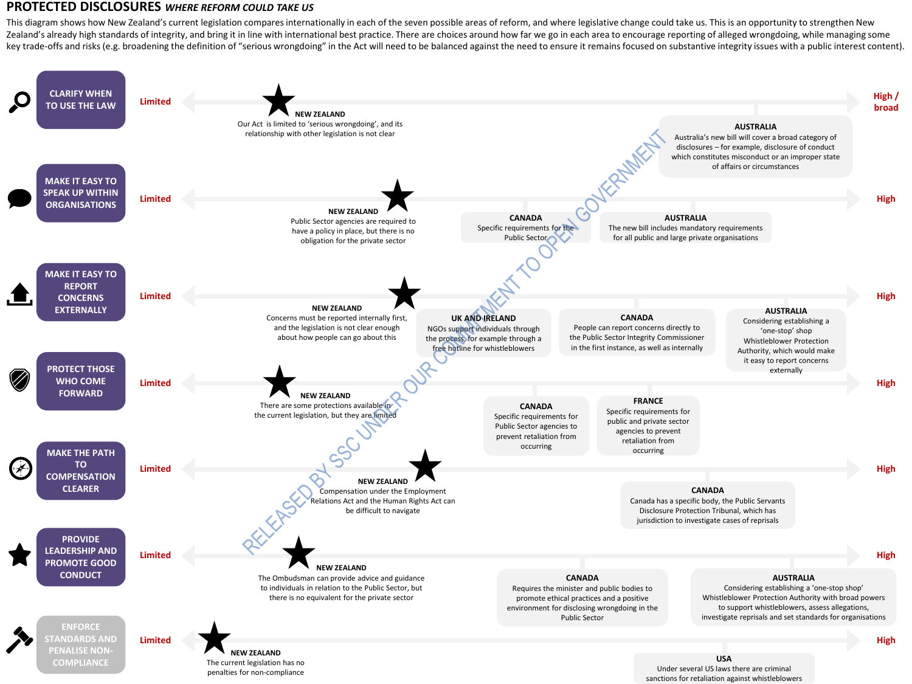# PROTECTED DISCLOSURES *WHERE REFORM COULD TAKE US*

This diagram shows how New Zealand's current legislation compares internationally in each of the seven possible areas of reform, and where legislative change could take us. This is an opportunity to strengthen New Zealand's already high standards of integrity, and bring it in line with international best practice. There are choices around how far we go in each area to encourage reporting of alleged wrongdoing, while managing some key trade-offs and risks (e.g. broadening the definition of "serious wrongdoing" in the Act will need to be balanced against the need to ensure it remains focused on substantive integrity issues with a public interest content).

## CLARIFY WHEN TO USE THE LAW

Limited — High / broad

**NEW ZEALAND**
Our Act is limited to 'serious wrongdoing', and its relationship with other legislation is not clear

**AUSTRALIA**
Australia's new bill will cover a broad category of disclosures – for example, disclosure of conduct which constitutes misconduct or an improper state of affairs or circumstances

## MAKE IT EASY TO SPEAK UP WITHIN ORGANISATIONS

Limited — High

**NEW ZEALAND**
Public Sector agencies are required to have a policy in place, but there is no obligation for the private sector

**CANADA**
Specific requirements for the Public Sector

**AUSTRALIA**
The new bill includes mandatory requirements for all public and large private organisations

## MAKE IT EASY TO REPORT CONCERNS EXTERNALLY

Limited — High

**NEW ZEALAND**
Concerns must be reported internally first, and the legislation is not clear enough about how people can go about this

**UK AND IRELAND**
NGOs support individuals through the process, for example through a free hotline for whistleblowers

**CANADA**
People can report concerns directly to the Public Sector Integrity Commissioner in the first instance, as well as internally

**AUSTRALIA**
Considering establishing a 'one-stop' shop Whistleblower Protection Authority, which would make it easy to report concerns externally

## PROTECT THOSE WHO COME FORWARD

Limited — High

**NEW ZEALAND**
There are some protections available in the current legislation, but they are limited

**CANADA**
Specific requirements for Public Sector agencies to prevent retaliation from occurring

**FRANCE**
Specific requirements for public and private sector agencies to prevent retaliation from occurring

## MAKE THE PATH TO COMPENSATION CLEARER

Limited — High

**NEW ZEALAND**
Compensation under the Employment Relations Act and the Human Rights Act can be difficult to navigate

**CANADA**
Canada has a specific body, the Public Servants Disclosure Protection Tribunal, which has jurisdiction to investigate cases of reprisals

## PROVIDE LEADERSHIP AND PROMOTE GOOD CONDUCT

Limited — High

**NEW ZEALAND**
The Ombudsman can provide advice and guidance to individuals in relation to the Public Sector, but there is no equivalent for the private sector

**CANADA**
Requires the minister and public bodies to promote ethical practices and a positive environment for disclosing wrongdoing in the Public Sector

**AUSTRALIA**
Considering establishing a 'one-stop shop' Whistleblower Protection Authority with broad powers to support whistleblowers, assess allegations, investigate reprisals and set standards for organisations

## ENFORCE STANDARDS AND PENALISE NON-COMPLIANCE

Limited — High

**NEW ZEALAND**
The current legislation has no penalties for non-compliance

**USA**
Under several US laws there are criminal sanctions for retaliation against whistleblowers

RELEASED BY SSC UNDER OUR COMMITMENT TO OPEN GOVERNMENT